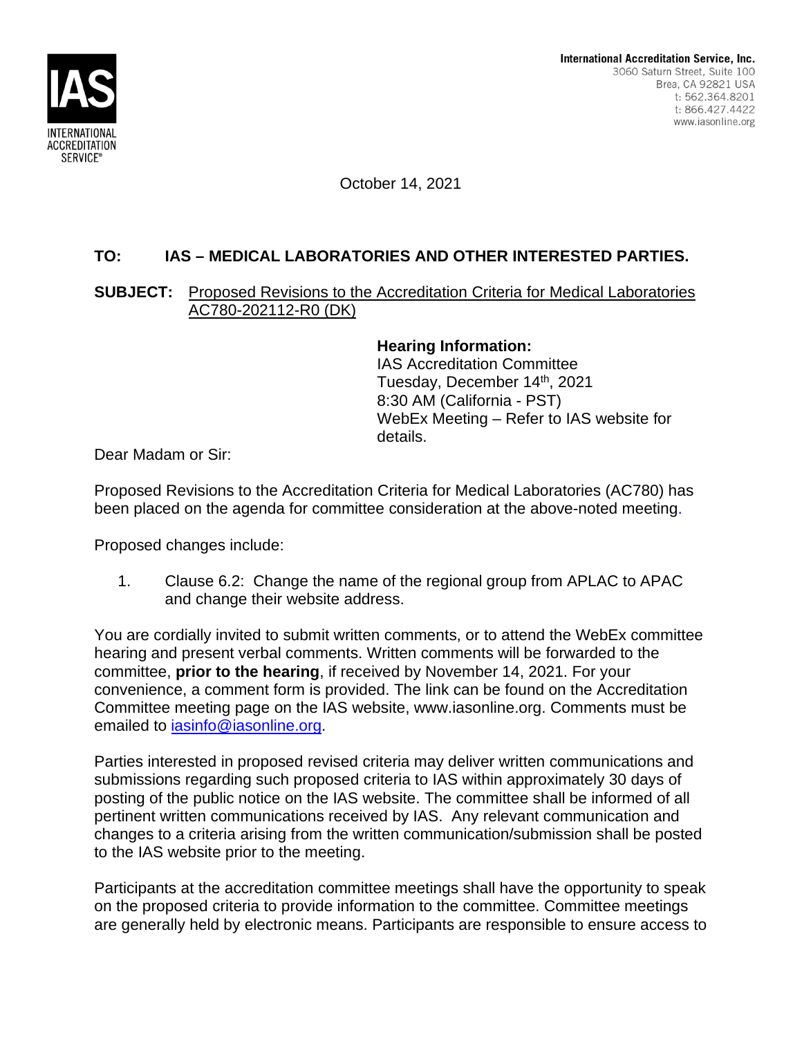IAS INTERNATIONAL ACCREDITATION SERVICE®

**International Accreditation Service, Inc.**
3060 Saturn Street, Suite 100
Brea, CA 92821 USA
t: 562.364.8201
t: 866.427.4422
www.iasonline.org

October 14, 2021

**TO: IAS – MEDICAL LABORATORIES AND OTHER INTERESTED PARTIES.**

**SUBJECT:** Proposed Revisions to the Accreditation Criteria for Medical Laboratories AC780-202112-R0 (DK)

**Hearing Information:**
IAS Accreditation Committee
Tuesday, December 14th, 2021
8:30 AM (California - PST)
WebEx Meeting – Refer to IAS website for details.

Dear Madam or Sir:

Proposed Revisions to the Accreditation Criteria for Medical Laboratories (AC780) has been placed on the agenda for committee consideration at the above-noted meeting.

Proposed changes include:

1. Clause 6.2: Change the name of the regional group from APLAC to APAC and change their website address.

You are cordially invited to submit written comments, or to attend the WebEx committee hearing and present verbal comments. Written comments will be forwarded to the committee, **prior to the hearing**, if received by November 14, 2021. For your convenience, a comment form is provided. The link can be found on the Accreditation Committee meeting page on the IAS website, www.iasonline.org. Comments must be emailed to iasinfo@iasonline.org.

Parties interested in proposed revised criteria may deliver written communications and submissions regarding such proposed criteria to IAS within approximately 30 days of posting of the public notice on the IAS website. The committee shall be informed of all pertinent written communications received by IAS. Any relevant communication and changes to a criteria arising from the written communication/submission shall be posted to the IAS website prior to the meeting.

Participants at the accreditation committee meetings shall have the opportunity to speak on the proposed criteria to provide information to the committee. Committee meetings are generally held by electronic means. Participants are responsible to ensure access to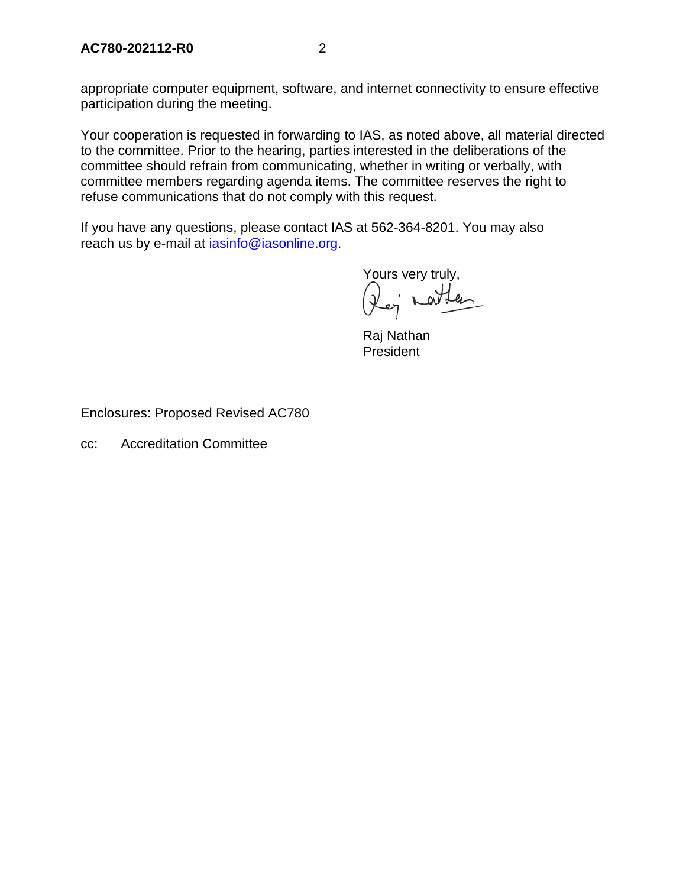appropriate computer equipment, software, and internet connectivity to ensure effective participation during the meeting.

Your cooperation is requested in forwarding to IAS, as noted above, all material directed to the committee. Prior to the hearing, parties interested in the deliberations of the committee should refrain from communicating, whether in writing or verbally, with committee members regarding agenda items. The committee reserves the right to refuse communications that do not comply with this request.

If you have any questions, please contact IAS at 562-364-8201. You may also reach us by e-mail at [iasinfo@iasonline.org](mailto:iasinfo@iasonline.org).

Yours very truly,

Raj Nathan
President

Enclosures: Proposed Revised AC780

cc: Accreditation Committee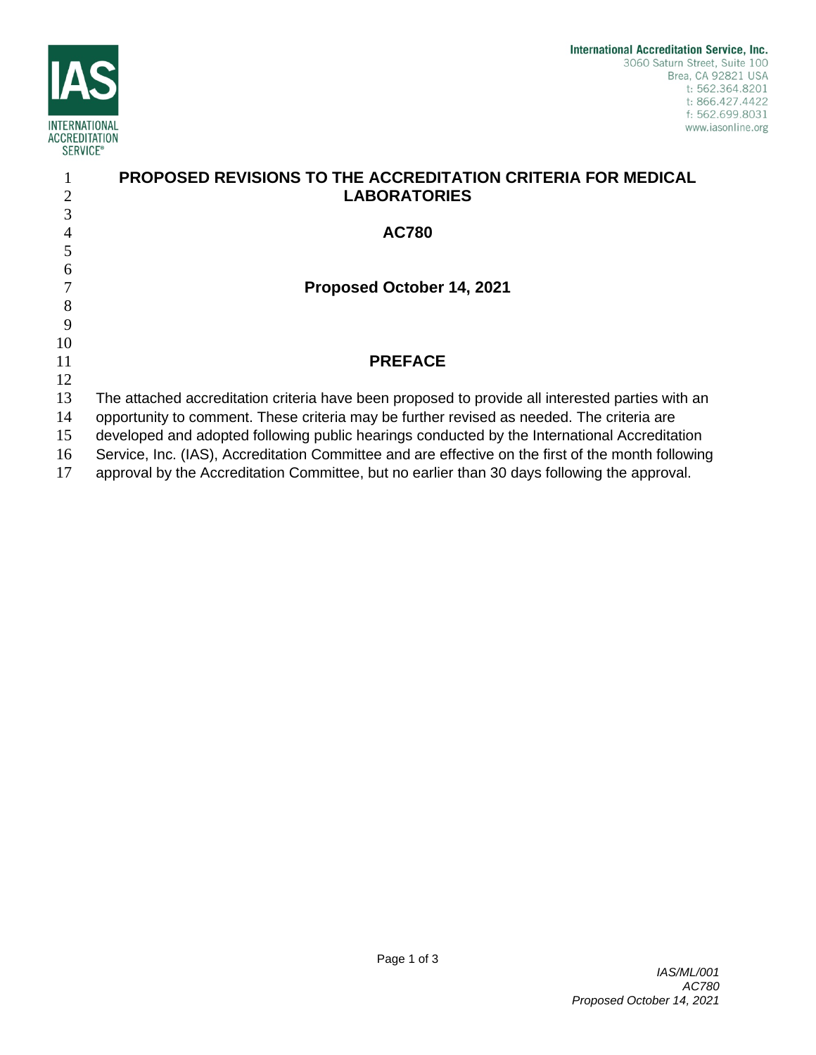**International Accreditation Service, Inc.**
3060 Saturn Street, Suite 100
Brea, CA 92821 USA
t: 562.364.8201
t: 866.427.4422
f: 562.699.8031
www.iasonline.org

# PROPOSED REVISIONS TO THE ACCREDITATION CRITERIA FOR MEDICAL LABORATORIES

## AC780

## Proposed October 14, 2021

## PREFACE

The attached accreditation criteria have been proposed to provide all interested parties with an opportunity to comment. These criteria may be further revised as needed. The criteria are developed and adopted following public hearings conducted by the International Accreditation Service, Inc. (IAS), Accreditation Committee and are effective on the first of the month following approval by the Accreditation Committee, but no earlier than 30 days following the approval.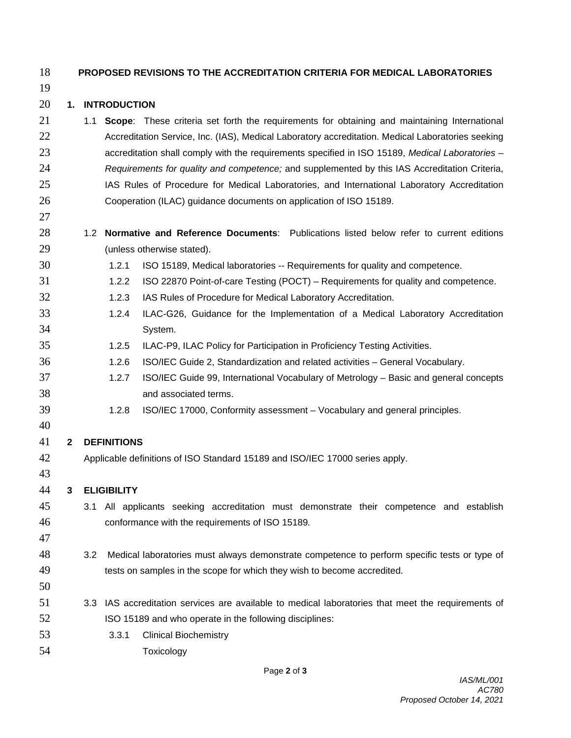**PROPOSED REVISIONS TO THE ACCREDITATION CRITERIA FOR MEDICAL LABORATORIES**

## 1. INTRODUCTION

1.1 **Scope**: These criteria set forth the requirements for obtaining and maintaining International Accreditation Service, Inc. (IAS), Medical Laboratory accreditation. Medical Laboratories seeking accreditation shall comply with the requirements specified in ISO 15189, *Medical Laboratories – Requirements for quality and competence;* and supplemented by this IAS Accreditation Criteria, IAS Rules of Procedure for Medical Laboratories, and International Laboratory Accreditation Cooperation (ILAC) guidance documents on application of ISO 15189.

1.2 **Normative and Reference Documents**: Publications listed below refer to current editions (unless otherwise stated).

- 1.2.1 ISO 15189, Medical laboratories -- Requirements for quality and competence.
- 1.2.2 ISO 22870 Point-of-care Testing (POCT) – Requirements for quality and competence.
- 1.2.3 IAS Rules of Procedure for Medical Laboratory Accreditation.
- 1.2.4 ILAC-G26, Guidance for the Implementation of a Medical Laboratory Accreditation System.
- 1.2.5 ILAC-P9, ILAC Policy for Participation in Proficiency Testing Activities.
- 1.2.6 ISO/IEC Guide 2, Standardization and related activities – General Vocabulary.
- 1.2.7 ISO/IEC Guide 99, International Vocabulary of Metrology – Basic and general concepts and associated terms.
- 1.2.8 ISO/IEC 17000, Conformity assessment – Vocabulary and general principles.

## 2 DEFINITIONS

Applicable definitions of ISO Standard 15189 and ISO/IEC 17000 series apply.

## 3 ELIGIBILITY

3.1 All applicants seeking accreditation must demonstrate their competence and establish conformance with the requirements of ISO 15189*.*

3.2 Medical laboratories must always demonstrate competence to perform specific tests or type of tests on samples in the scope for which they wish to become accredited.

3.3 IAS accreditation services are available to medical laboratories that meet the requirements of ISO 15189 and who operate in the following disciplines:

- 3.3.1 Clinical Biochemistry

  Toxicology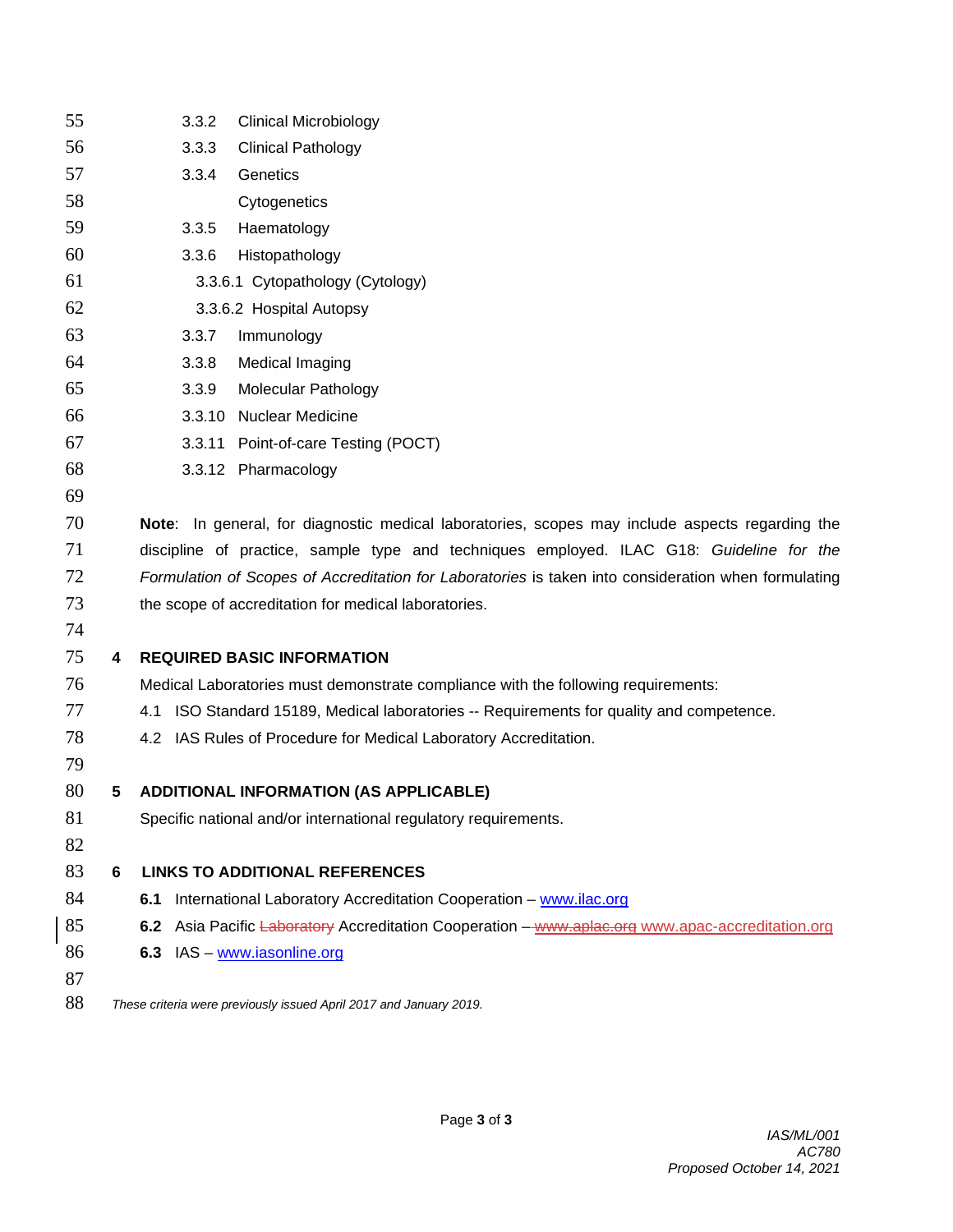3.3.2 Clinical Microbiology

3.3.3 Clinical Pathology

3.3.4 Genetics

Cytogenetics

3.3.5 Haematology

3.3.6 Histopathology

3.3.6.1 Cytopathology (Cytology)

3.3.6.2 Hospital Autopsy

3.3.7 Immunology

3.3.8 Medical Imaging

3.3.9 Molecular Pathology

3.3.10 Nuclear Medicine

3.3.11 Point-of-care Testing (POCT)

3.3.12 Pharmacology

**Note**: In general, for diagnostic medical laboratories, scopes may include aspects regarding the discipline of practice, sample type and techniques employed. ILAC G18: *Guideline for the Formulation of Scopes of Accreditation for Laboratories* is taken into consideration when formulating the scope of accreditation for medical laboratories.

## 4 REQUIRED BASIC INFORMATION

Medical Laboratories must demonstrate compliance with the following requirements:

4.1 ISO Standard 15189, Medical laboratories -- Requirements for quality and competence.

4.2 IAS Rules of Procedure for Medical Laboratory Accreditation.

## 5 ADDITIONAL INFORMATION (AS APPLICABLE)

Specific national and/or international regulatory requirements.

## 6 LINKS TO ADDITIONAL REFERENCES

**6.1** International Laboratory Accreditation Cooperation – www.ilac.org

**6.2** Asia Pacific ~~Laboratory~~ Accreditation Cooperation – ~~www.aplac.org~~ www.apac-accreditation.org

**6.3** IAS – www.iasonline.org

*These criteria were previously issued April 2017 and January 2019.*

*IAS/ML/001*
*AC780*
*Proposed October 14, 2021*